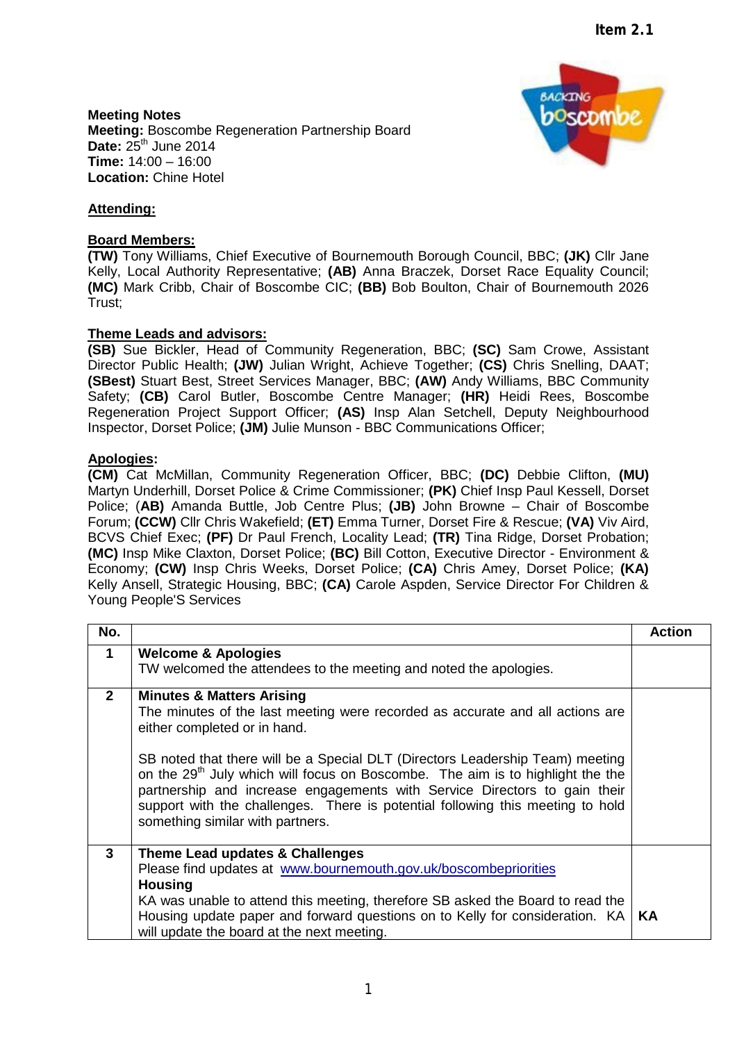**Item 2.1**

**Meeting Notes**
**Meeting:** Boscombe Regeneration Partnership Board
**Date:** 25th June 2014
**Time:** 14:00 – 16:00
**Location:** Chine Hotel

**Attending:**

**Board Members:**
**(TW)** Tony Williams, Chief Executive of Bournemouth Borough Council, BBC; **(JK)** Cllr Jane Kelly, Local Authority Representative; **(AB)** Anna Braczek, Dorset Race Equality Council; **(MC)** Mark Cribb, Chair of Boscombe CIC; **(BB)** Bob Boulton, Chair of Bournemouth 2026 Trust;

**Theme Leads and advisors:**
**(SB)** Sue Bickler, Head of Community Regeneration, BBC; **(SC)** Sam Crowe, Assistant Director Public Health; **(JW)** Julian Wright, Achieve Together; **(CS)** Chris Snelling, DAAT; **(SBest)** Stuart Best, Street Services Manager, BBC; **(AW)** Andy Williams, BBC Community Safety; **(CB)** Carol Butler, Boscombe Centre Manager; **(HR)** Heidi Rees, Boscombe Regeneration Project Support Officer; **(AS)** Insp Alan Setchell, Deputy Neighbourhood Inspector, Dorset Police; **(JM)** Julie Munson - BBC Communications Officer;

**Apologies:**
**(CM)** Cat McMillan, Community Regeneration Officer, BBC; **(DC)** Debbie Clifton, **(MU)** Martyn Underhill, Dorset Police & Crime Commissioner; **(PK)** Chief Insp Paul Kessell, Dorset Police; (**AB)** Amanda Buttle, Job Centre Plus; **(JB)** John Browne – Chair of Boscombe Forum; **(CCW)** Cllr Chris Wakefield; **(ET)** Emma Turner, Dorset Fire & Rescue; **(VA)** Viv Aird, BCVS Chief Exec; **(PF)** Dr Paul French, Locality Lead; **(TR)** Tina Ridge, Dorset Probation; **(MC)** Insp Mike Claxton, Dorset Police; **(BC)** Bill Cotton, Executive Director - Environment & Economy; **(CW)** Insp Chris Weeks, Dorset Police; **(CA)** Chris Amey, Dorset Police; **(KA)** Kelly Ansell, Strategic Housing, BBC; **(CA)** Carole Aspden, Service Director For Children & Young People'S Services

| No. | | Action |
|---|---|---|
| **1** | **Welcome & Apologies**<br>TW welcomed the attendees to the meeting and noted the apologies. | |
| **2** | **Minutes & Matters Arising**<br>The minutes of the last meeting were recorded as accurate and all actions are either completed or in hand.<br><br>SB noted that there will be a Special DLT (Directors Leadership Team) meeting on the 29th July which will focus on Boscombe. The aim is to highlight the the partnership and increase engagements with Service Directors to gain their support with the challenges. There is potential following this meeting to hold something similar with partners. | |
| **3** | **Theme Lead updates & Challenges**<br>Please find updates at [www.bournemouth.gov.uk/boscombepriorities](http://www.bournemouth.gov.uk/boscombepriorities)<br>**Housing**<br>KA was unable to attend this meeting, therefore SB asked the Board to read the Housing update paper and forward questions on to Kelly for consideration. KA will update the board at the next meeting. | **KA** |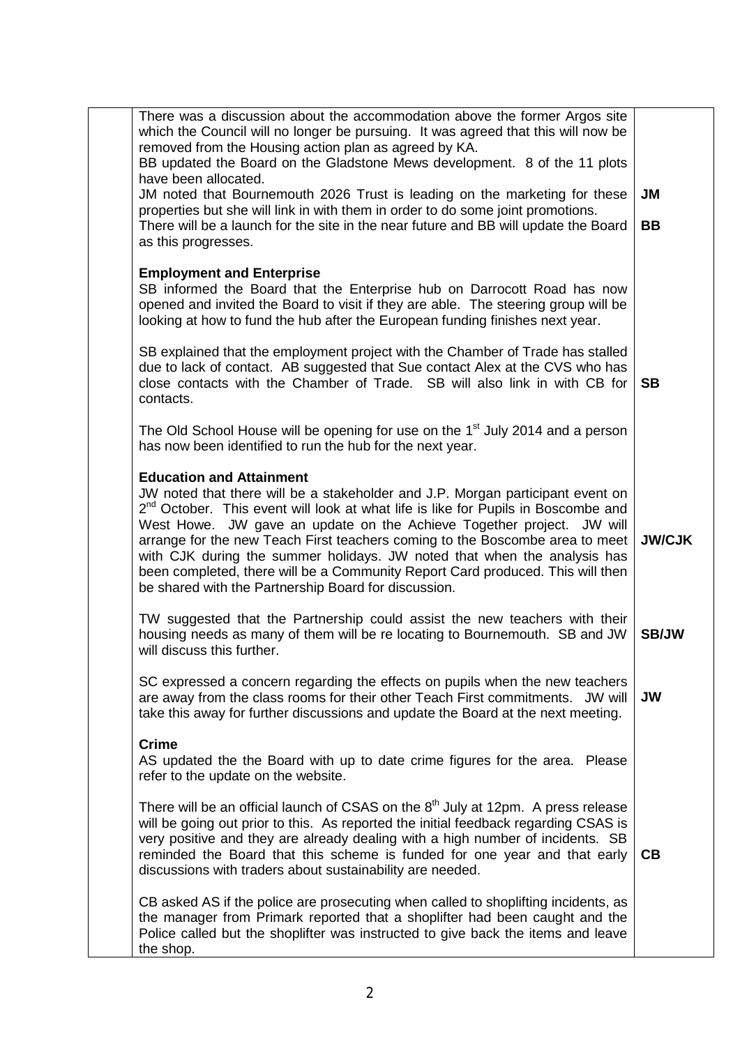| | | |
|---|---|---|
| | There was a discussion about the accommodation above the former Argos site which the Council will no longer be pursuing. It was agreed that this will now be removed from the Housing action plan as agreed by KA. | |
| | BB updated the Board on the Gladstone Mews development. 8 of the 11 plots have been allocated. | |
| | JM noted that Bournemouth 2026 Trust is leading on the marketing for these properties but she will link in with them in order to do some joint promotions. | **JM** |
| | There will be a launch for the site in the near future and BB will update the Board as this progresses. | **BB** |
| | **Employment and Enterprise** | |
| | SB informed the Board that the Enterprise hub on Darrocott Road has now opened and invited the Board to visit if they are able. The steering group will be looking at how to fund the hub after the European funding finishes next year. | |
| | SB explained that the employment project with the Chamber of Trade has stalled due to lack of contact. AB suggested that Sue contact Alex at the CVS who has close contacts with the Chamber of Trade. SB will also link in with CB for contacts. | **SB** |
| | The Old School House will be opening for use on the 1st July 2014 and a person has now been identified to run the hub for the next year. | |
| | **Education and Attainment** | |
| | JW noted that there will be a stakeholder and J.P. Morgan participant event on 2nd October. This event will look at what life is like for Pupils in Boscombe and West Howe. JW gave an update on the Achieve Together project. JW will arrange for the new Teach First teachers coming to the Boscombe area to meet with CJK during the summer holidays. JW noted that when the analysis has been completed, there will be a Community Report Card produced. This will then be shared with the Partnership Board for discussion. | **JW/CJK** |
| | TW suggested that the Partnership could assist the new teachers with their housing needs as many of them will be re locating to Bournemouth. SB and JW will discuss this further. | **SB/JW** |
| | SC expressed a concern regarding the effects on pupils when the new teachers are away from the class rooms for their other Teach First commitments. JW will take this away for further discussions and update the Board at the next meeting. | **JW** |
| | **Crime** | |
| | AS updated the the Board with up to date crime figures for the area. Please refer to the update on the website. | |
| | There will be an official launch of CSAS on the 8th July at 12pm. A press release will be going out prior to this. As reported the initial feedback regarding CSAS is very positive and they are already dealing with a high number of incidents. SB reminded the Board that this scheme is funded for one year and that early discussions with traders about sustainability are needed. | **CB** |
| | CB asked AS if the police are prosecuting when called to shoplifting incidents, as the manager from Primark reported that a shoplifter had been caught and the Police called but the shoplifter was instructed to give back the items and leave the shop. | |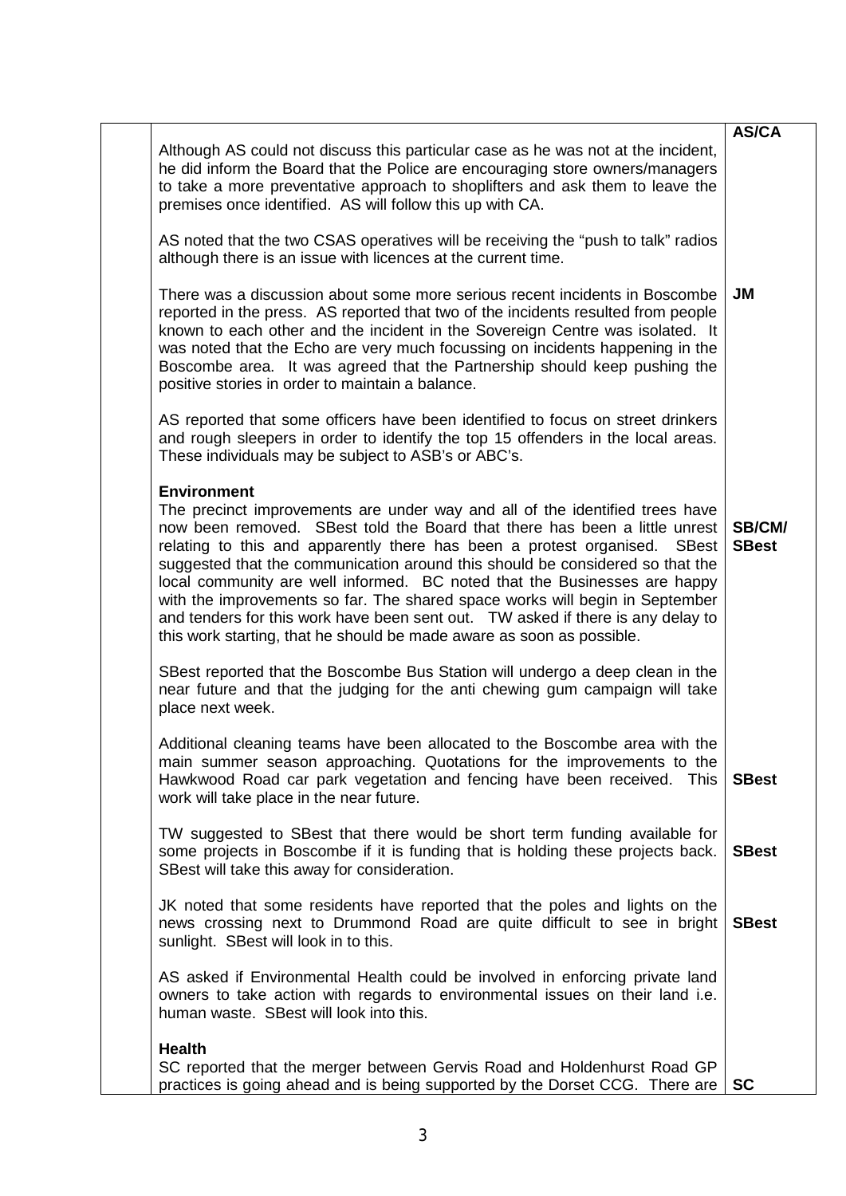| | | |
|---|---|---|
| | Although AS could not discuss this particular case as he was not at the incident, he did inform the Board that the Police are encouraging store owners/managers to take a more preventative approach to shoplifters and ask them to leave the premises once identified. AS will follow this up with CA.<br><br>AS noted that the two CSAS operatives will be receiving the "push to talk" radios although there is an issue with licences at the current time.<br><br>There was a discussion about some more serious recent incidents in Boscombe reported in the press. AS reported that two of the incidents resulted from people known to each other and the incident in the Sovereign Centre was isolated. It was noted that the Echo are very much focussing on incidents happening in the Boscombe area. It was agreed that the Partnership should keep pushing the positive stories in order to maintain a balance.<br><br>AS reported that some officers have been identified to focus on street drinkers and rough sleepers in order to identify the top 15 offenders in the local areas. These individuals may be subject to ASB's or ABC's.<br><br>**Environment**<br>The precinct improvements are under way and all of the identified trees have now been removed. SBest told the Board that there has been a little unrest relating to this and apparently there has been a protest organised. SBest suggested that the communication around this should be considered so that the local community are well informed. BC noted that the Businesses are happy with the improvements so far. The shared space works will begin in September and tenders for this work have been sent out. TW asked if there is any delay to this work starting, that he should be made aware as soon as possible.<br><br>SBest reported that the Boscombe Bus Station will undergo a deep clean in the near future and that the judging for the anti chewing gum campaign will take place next week.<br><br>Additional cleaning teams have been allocated to the Boscombe area with the main summer season approaching. Quotations for the improvements to the Hawkwood Road car park vegetation and fencing have been received. This work will take place in the near future.<br><br>TW suggested to SBest that there would be short term funding available for some projects in Boscombe if it is funding that is holding these projects back. SBest will take this away for consideration.<br><br>JK noted that some residents have reported that the poles and lights on the news crossing next to Drummond Road are quite difficult to see in bright sunlight. SBest will look in to this.<br><br>AS asked if Environmental Health could be involved in enforcing private land owners to take action with regards to environmental issues on their land i.e. human waste. SBest will look into this.<br><br>**Health**<br>SC reported that the merger between Gervis Road and Holdenhurst Road GP practices is going ahead and is being supported by the Dorset CCG. There are | **AS/CA**<br><br><br><br><br><br><br>**JM**<br><br><br><br><br><br><br><br><br><br><br>**SB/CM/ SBest**<br><br><br><br><br><br><br><br><br><br><br>**SBest**<br><br><br>**SBest**<br><br><br>**SBest**<br><br><br><br><br><br>**SC** |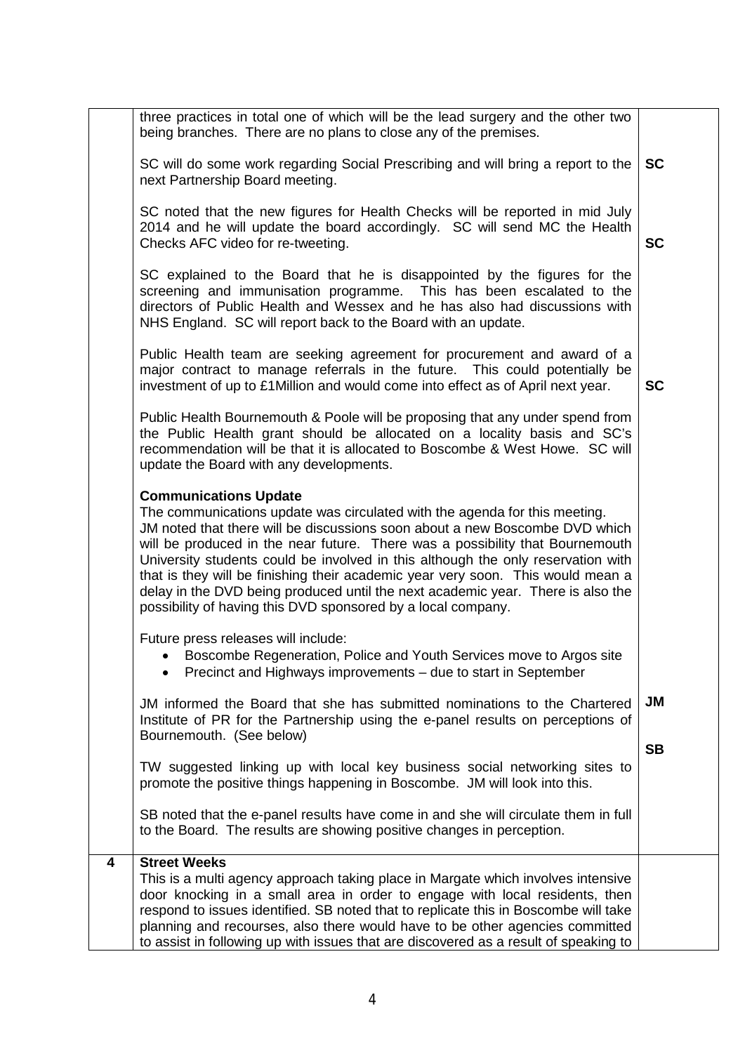| | | |
|---|---|---|
| | three practices in total one of which will be the lead surgery and the other two being branches. There are no plans to close any of the premises.<br><br>SC will do some work regarding Social Prescribing and will bring a report to the next Partnership Board meeting.<br><br>SC noted that the new figures for Health Checks will be reported in mid July 2014 and he will update the board accordingly. SC will send MC the Health Checks AFC video for re-tweeting.<br><br>SC explained to the Board that he is disappointed by the figures for the screening and immunisation programme. This has been escalated to the directors of Public Health and Wessex and he has also had discussions with NHS England. SC will report back to the Board with an update.<br><br>Public Health team are seeking agreement for procurement and award of a major contract to manage referrals in the future. This could potentially be investment of up to £1Million and would come into effect as of April next year.<br><br>Public Health Bournemouth & Poole will be proposing that any under spend from the Public Health grant should be allocated on a locality basis and SC's recommendation will be that it is allocated to Boscombe & West Howe. SC will update the Board with any developments.<br><br>**Communications Update**<br>The communications update was circulated with the agenda for this meeting.<br>JM noted that there will be discussions soon about a new Boscombe DVD which will be produced in the near future. There was a possibility that Bournemouth University students could be involved in this although the only reservation with that is they will be finishing their academic year very soon. This would mean a delay in the DVD being produced until the next academic year. There is also the possibility of having this DVD sponsored by a local company.<br><br>Future press releases will include:<br>• Boscombe Regeneration, Police and Youth Services move to Argos site<br>• Precinct and Highways improvements – due to start in September<br><br>JM informed the Board that she has submitted nominations to the Chartered Institute of PR for the Partnership using the e-panel results on perceptions of Bournemouth. (See below)<br><br>TW suggested linking up with local key business social networking sites to promote the positive things happening in Boscombe. JM will look into this.<br><br>SB noted that the e-panel results have come in and she will circulate them in full to the Board. The results are showing positive changes in perception. | **SC**<br><br>**SC**<br><br>**SC**<br><br>**JM**<br><br>**SB** |
| **4** | **Street Weeks**<br>This is a multi agency approach taking place in Margate which involves intensive door knocking in a small area in order to engage with local residents, then respond to issues identified. SB noted that to replicate this in Boscombe will take planning and recourses, also there would have to be other agencies committed to assist in following up with issues that are discovered as a result of speaking to | |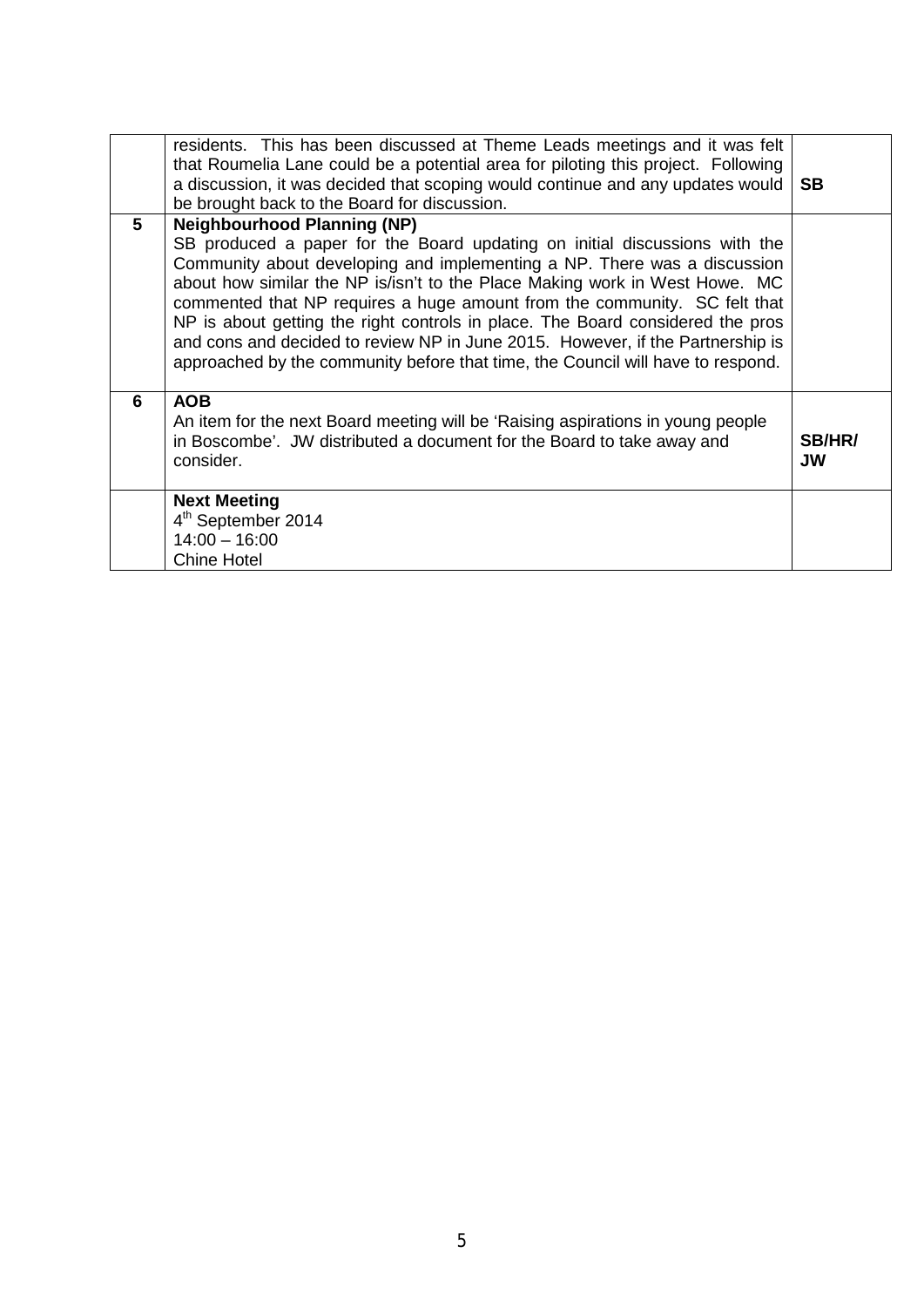| | | |
|---|---|---|
| | residents. This has been discussed at Theme Leads meetings and it was felt that Roumelia Lane could be a potential area for piloting this project. Following a discussion, it was decided that scoping would continue and any updates would be brought back to the Board for discussion. | **SB** |
| **5** | **Neighbourhood Planning (NP)**<br>SB produced a paper for the Board updating on initial discussions with the Community about developing and implementing a NP. There was a discussion about how similar the NP is/isn't to the Place Making work in West Howe. MC commented that NP requires a huge amount from the community. SC felt that NP is about getting the right controls in place. The Board considered the pros and cons and decided to review NP in June 2015. However, if the Partnership is approached by the community before that time, the Council will have to respond. | |
| **6** | **AOB**<br>An item for the next Board meeting will be 'Raising aspirations in young people in Boscombe'. JW distributed a document for the Board to take away and consider. | **SB/HR/ JW** |
| | **Next Meeting**<br>4th September 2014<br>14:00 – 16:00<br>Chine Hotel | |